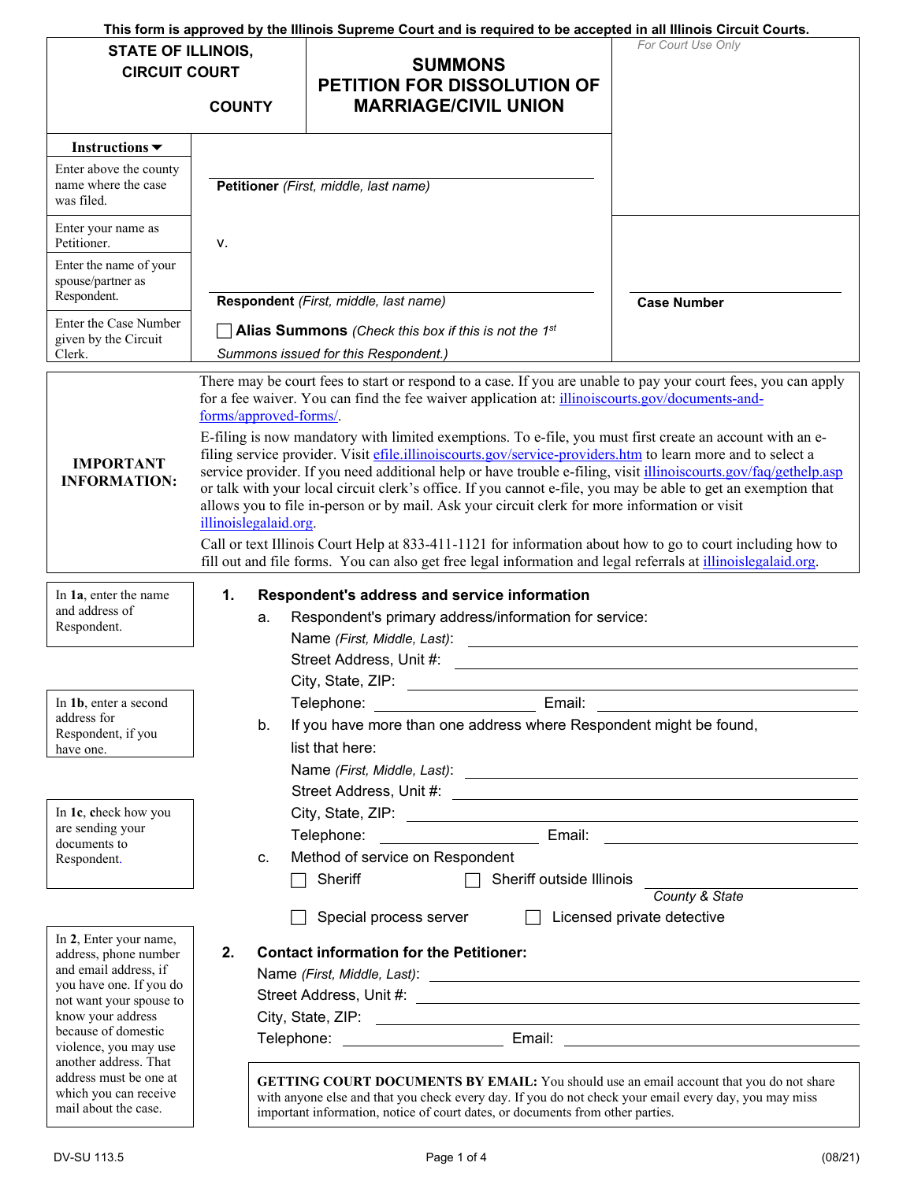**This form is approved by the Illinois Supreme Court and is required to be accepted in all Illinois Circuit Courts.**

**STATE OF ILLINOIS,**
**CIRCUIT COURT**

**COUNTY**

# SUMMONS
# PETITION FOR DISSOLUTION OF MARRIAGE/CIVIL UNION

*For Court Use Only*

**Instructions ▼**

Enter above the county name where the case was filed.

Enter your name as Petitioner.

Enter the name of your spouse/partner as Respondent.

Enter the Case Number given by the Circuit Clerk.

______________________________
**Petitioner** *(First, middle, last name)*

v.

______________________________
**Respondent** *(First, middle, last name)*

☐ **Alias Summons** *(Check this box if this is not the 1st Summons issued for this Respondent.)*

______________________________
**Case Number**

**IMPORTANT INFORMATION:**

There may be court fees to start or respond to a case. If you are unable to pay your court fees, you can apply for a fee waiver. You can find the fee waiver application at: illinoiscourts.gov/documents-and-forms/approved-forms/.

E-filing is now mandatory with limited exemptions. To e-file, you must first create an account with an e-filing service provider. Visit efile.illinoiscourts.gov/service-providers.htm to learn more and to select a service provider. If you need additional help or have trouble e-filing, visit illinoiscourts.gov/faq/gethelp.asp or talk with your local circuit clerk's office. If you cannot e-file, you may be able to get an exemption that allows you to file in-person or by mail. Ask your circuit clerk for more information or visit illinoislegalaid.org.

Call or text Illinois Court Help at 833-411-1121 for information about how to go to court including how to fill out and file forms. You can also get free legal information and legal referrals at illinoislegalaid.org.

In **1a**, enter the name and address of Respondent.

In **1b**, enter a second address for Respondent, if you have one.

In **1c**, check how you are sending your documents to Respondent.

**1. Respondent's address and service information**

a. Respondent's primary address/information for service:

Name *(First, Middle, Last)*: ______________________________

Street Address, Unit #: ______________________________

City, State, ZIP: ______________________________

Telephone: ______________ Email: ______________

b. If you have more than one address where Respondent might be found, list that here:

Name *(First, Middle, Last)*: ______________________________

Street Address, Unit #: ______________________________

City, State, ZIP: ______________________________

Telephone: ______________ Email: ______________

c. Method of service on Respondent

☐ Sheriff ☐ Sheriff outside Illinois ______________ *County & State*

☐ Special process server ☐ Licensed private detective

In **2**, Enter your name, address, phone number and email address, if you have one. If you do not want your spouse to know your address because of domestic violence, you may use another address. That address must be one at which you can receive mail about the case.

**2. Contact information for the Petitioner:**

Name *(First, Middle, Last)*: ______________________________

Street Address, Unit #: ______________________________

City, State, ZIP: ______________________________

Telephone: ______________ Email: ______________

**GETTING COURT DOCUMENTS BY EMAIL:** You should use an email account that you do not share with anyone else and that you check every day. If you do not check your email every day, you may miss important information, notice of court dates, or documents from other parties.

DV-SU 113.5 (08/21)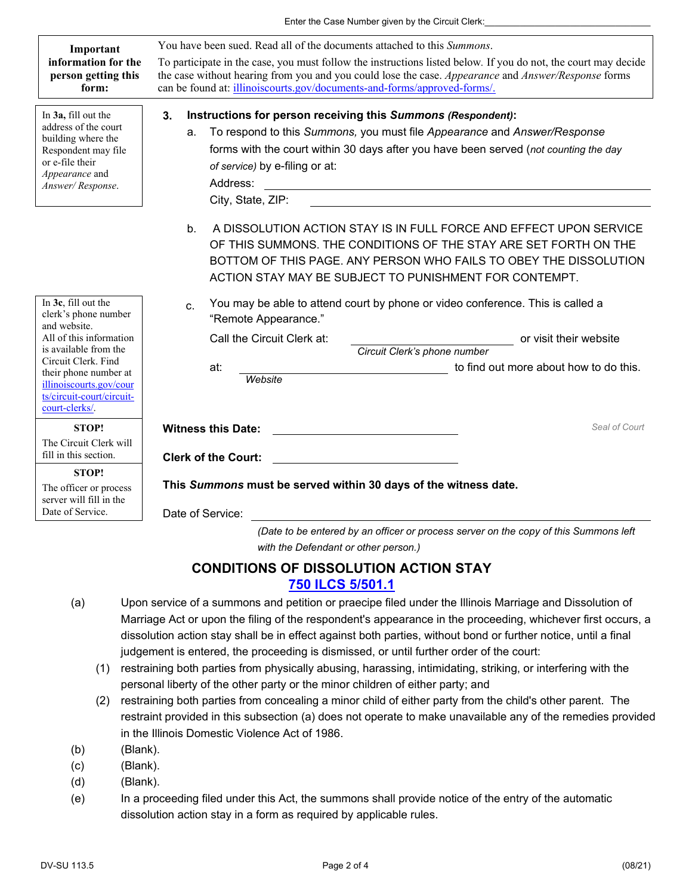Enter the Case Number given by the Circuit Clerk: _______________

| | |
|---|---|
| **Important information for the person getting this form:** | You have been sued. Read all of the documents attached to this *Summons*. To participate in the case, you must follow the instructions listed below. If you do not, the court may decide the case without hearing from you and you could lose the case. *Appearance* and *Answer/Response* forms can be found at: [illinoiscourts.gov/documents-and-forms/approved-forms/.](illinoiscourts.gov/documents-and-forms/approved-forms/) |

In **3a,** fill out the address of the court building where the Respondent may file or e-file their *Appearance* and *Answer/ Response*.

**3. Instructions for person receiving this *Summons* (Respondent):**

a. To respond to this *Summons,* you must file *Appearance* and *Answer/Response* forms with the court within 30 days after you have been served (*not counting the day of service)* by e-filing or at:

Address: _______________

City, State, ZIP: _______________

b. A DISSOLUTION ACTION STAY IS IN FULL FORCE AND EFFECT UPON SERVICE OF THIS SUMMONS. THE CONDITIONS OF THE STAY ARE SET FORTH ON THE BOTTOM OF THIS PAGE. ANY PERSON WHO FAILS TO OBEY THE DISSOLUTION ACTION STAY MAY BE SUBJECT TO PUNISHMENT FOR CONTEMPT.

In **3c**, fill out the clerk's phone number and website. All of this information is available from the Circuit Clerk. Find their phone number at [illinoiscourts.gov/courts/circuit-court/circuit-court-clerks/](illinoiscourts.gov/courts/circuit-court/circuit-court-clerks/).

c. You may be able to attend court by phone or video conference. This is called a "Remote Appearance."

Call the Circuit Clerk at: _______________ (*Circuit Clerk's phone number*) or visit their website at: _______________ (*Website*) to find out more about how to do this.

**STOP!** The Circuit Clerk will fill in this section.

**Witness this Date:** _______________

*Seal of Court*

**Clerk of the Court:** _______________

**STOP!** The officer or process server will fill in the Date of Service.

**This *Summons* must be served within 30 days of the witness date.**

Date of Service: _______________

*(Date to be entered by an officer or process server on the copy of this Summons left with the Defendant or other person.)*

## CONDITIONS OF DISSOLUTION ACTION STAY

### [750 ILCS 5/501.1]

(a) Upon service of a summons and petition or praecipe filed under the Illinois Marriage and Dissolution of Marriage Act or upon the filing of the respondent's appearance in the proceeding, whichever first occurs, a dissolution action stay shall be in effect against both parties, without bond or further notice, until a final judgement is entered, the proceeding is dismissed, or until further order of the court:

(1) restraining both parties from physically abusing, harassing, intimidating, striking, or interfering with the personal liberty of the other party or the minor children of either party; and

(2) restraining both parties from concealing a minor child of either party from the child's other parent. The restraint provided in this subsection (a) does not operate to make unavailable any of the remedies provided in the Illinois Domestic Violence Act of 1986.

(b) (Blank).

(c) (Blank).

(d) (Blank).

(e) In a proceeding filed under this Act, the summons shall provide notice of the entry of the automatic dissolution action stay in a form as required by applicable rules.

DV-SU 113.5 (08/21)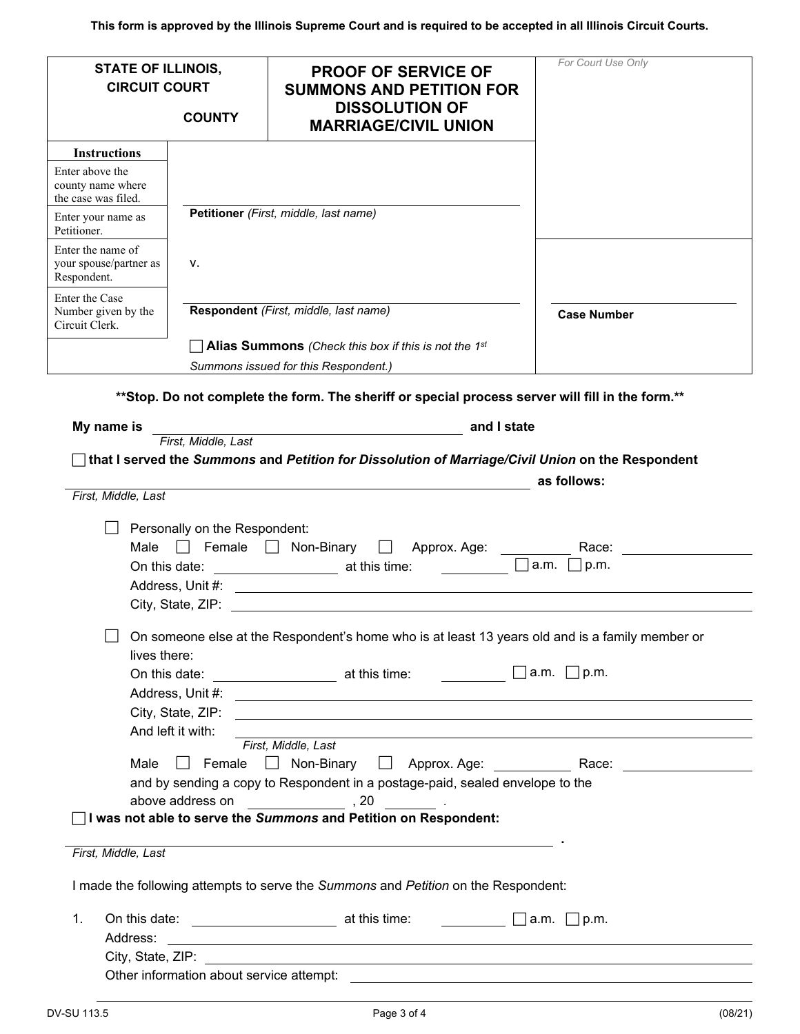This form is approved by the Illinois Supreme Court and is required to be accepted in all Illinois Circuit Courts.

| STATE OF ILLINOIS, CIRCUIT COURT | PROOF OF SERVICE OF SUMMONS AND PETITION FOR DISSOLUTION OF MARRIAGE/CIVIL UNION | *For Court Use Only* |
|---|---|---|
| COUNTY | | |

| Instructions | | |
|---|---|---|
| Enter above the county name where the case was filed. | | |
| Enter your name as Petitioner. | **Petitioner** *(First, middle, last name)* | |
| Enter the name of your spouse/partner as Respondent. | v. | |
| Enter the Case Number given by the Circuit Clerk. | **Respondent** *(First, middle, last name)* | **Case Number** |
| | ☐ **Alias Summons** *(Check this box if this is not the 1st Summons issued for this Respondent.)* | |

**\*\*Stop. Do not complete the form. The sheriff or special process server will fill in the form.\*\***

**My name is** ______________________________ **and I state**
*First, Middle, Last*

☐ **that I served the *Summons* and *Petition for Dissolution of Marriage/Civil Union* on the Respondent**
______________________________ **as follows:**
*First, Middle, Last*

☐ Personally on the Respondent:
Male ☐ Female ☐ Non-Binary ☐ Approx. Age: __________ Race: __________
On this date: __________ at this time: __________ ☐ a.m. ☐ p.m.
Address, Unit #: ______________________________
City, State, ZIP: ______________________________

☐ On someone else at the Respondent's home who is at least 13 years old and is a family member or lives there:
On this date: __________ at this time: __________ ☐ a.m. ☐ p.m.
Address, Unit #: ______________________________
City, State, ZIP: ______________________________
And left it with: ______________________________
*First, Middle, Last*
Male ☐ Female ☐ Non-Binary ☐ Approx. Age: __________ Race: __________
and by sending a copy to Respondent in a postage-paid, sealed envelope to the above address on __________ , 20 ______ .

☐ **I was not able to serve the *Summons* and Petition on Respondent:**
______________________________ **.**
*First, Middle, Last*

I made the following attempts to serve the *Summons* and *Petition* on the Respondent:

1. On this date: __________ at this time: __________ ☐ a.m. ☐ p.m.
   Address: ______________________________
   City, State, ZIP: ______________________________
   Other information about service attempt: ______________________________

DV-SU 113.5 (08/21)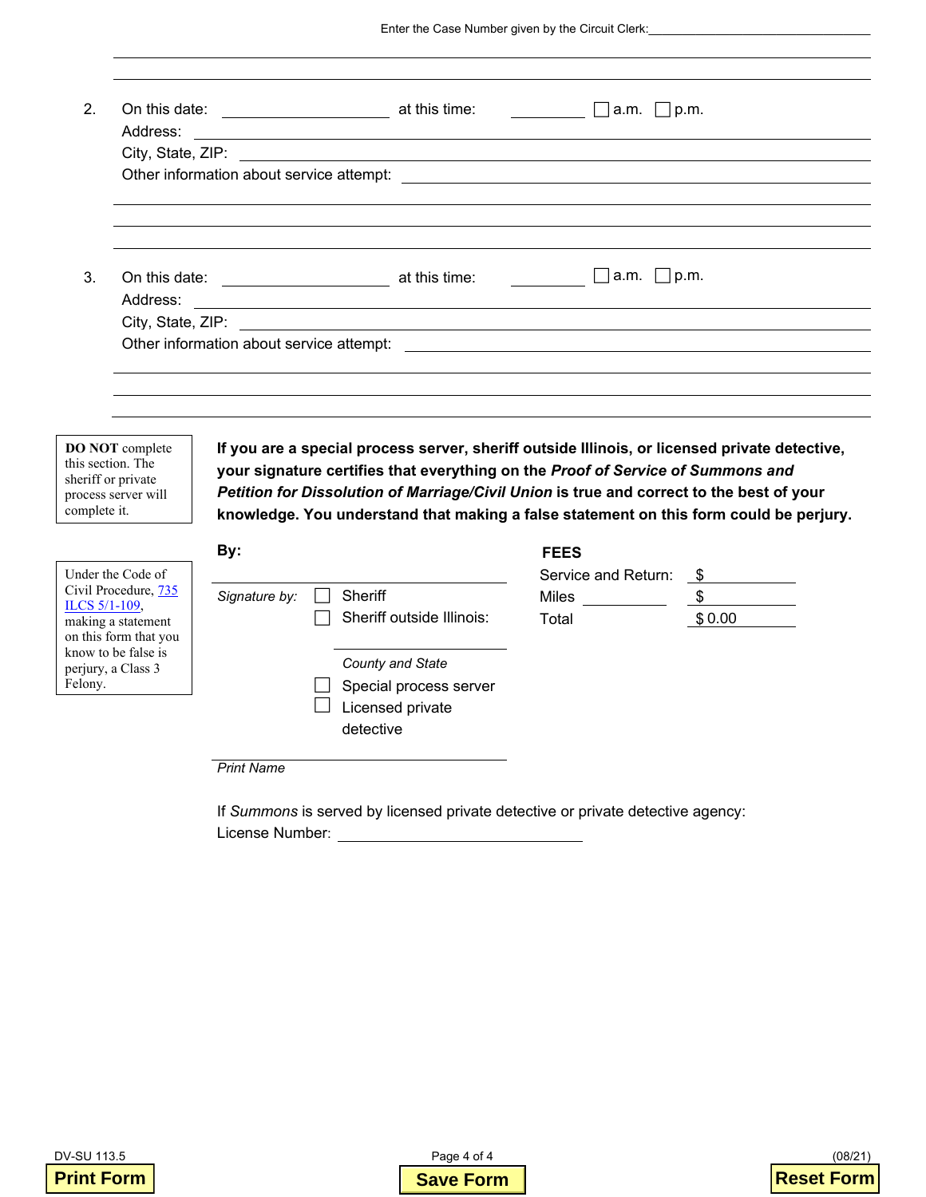Enter the Case Number given by the Circuit Clerk: ____________________

______________________________________________________________

______________________________________________________________

2. On this date: ________________ at this time: __________ ☐ a.m. ☐ p.m.
   Address: ______________________________________________________
   City, State, ZIP: ______________________________________________
   Other information about service attempt: ________________________

______________________________________________________________

______________________________________________________________

______________________________________________________________

3. On this date: ________________ at this time: __________ ☐ a.m. ☐ p.m.
   Address: ______________________________________________________
   City, State, ZIP: ______________________________________________
   Other information about service attempt: ________________________

______________________________________________________________

______________________________________________________________

______________________________________________________________

**DO NOT** complete this section. The sheriff or private process server will complete it.

**If you are a special process server, sheriff outside Illinois, or licensed private detective, your signature certifies that everything on the *Proof of Service of Summons and Petition for Dissolution of Marriage/Civil Union* is true and correct to the best of your knowledge. You understand that making a false statement on this form could be perjury.**

Under the Code of Civil Procedure, 735 ILCS 5/1-109, making a statement on this form that you know to be false is perjury, a Class 3 Felony.

**By:**

______________________________

*Signature by:* ☐ Sheriff
☐ Sheriff outside Illinois:

______________________________
*County and State*

☐ Special process server
☐ Licensed private detective

______________________________
*Print Name*

**FEES**

| | |
|---|---|
| Service and Return: | $ __________ |
| Miles __________ | $ __________ |
| Total | $ 0.00 |

If *Summons* is served by licensed private detective or private detective agency:
License Number: ______________________

DV-SU 113.5 (08/21)

Print Form | Save Form | Reset Form